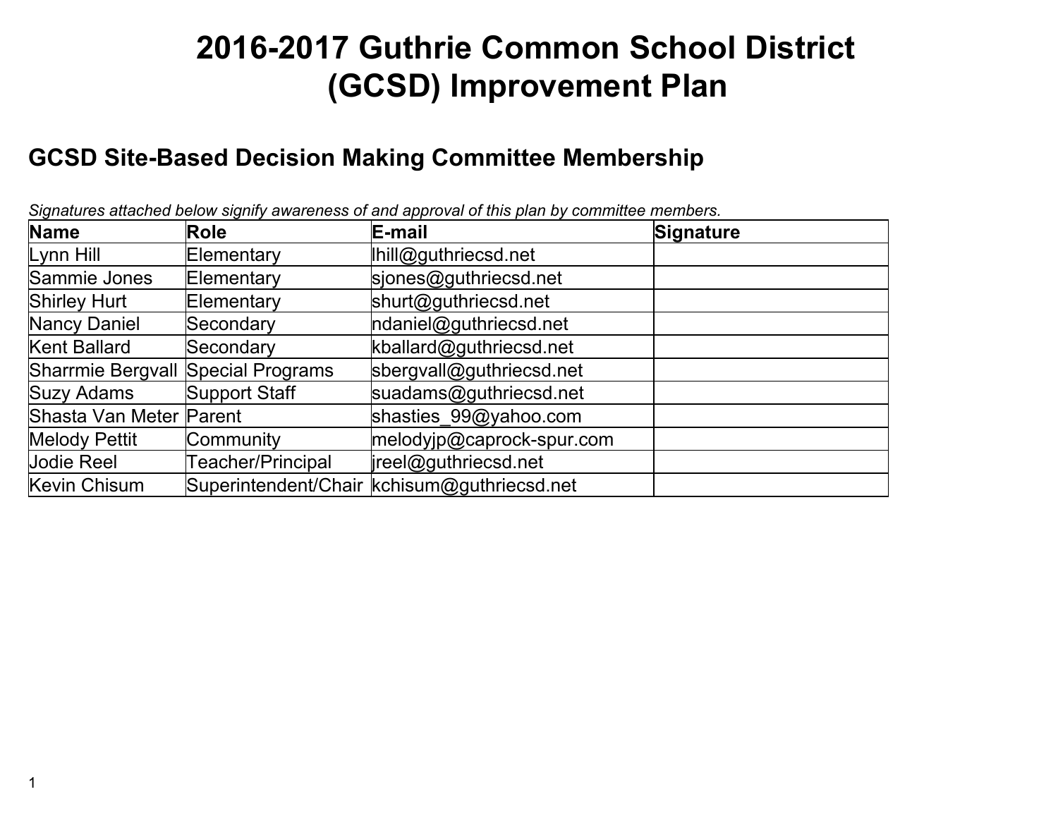# 2016-2017 Guthrie Common School District (GCSD) Improvement Plan

## GCSD Site-Based Decision Making Committee Membership

*Signatures attached below signify awareness of and approval of this plan by committee members.*

| Name | Role | E-mail | Signature |
| --- | --- | --- | --- |
| Lynn Hill | Elementary | lhill@guthriecsd.net | |
| Sammie Jones | Elementary | sjones@guthriecsd.net | |
| Shirley Hurt | Elementary | shurt@guthriecsd.net | |
| Nancy Daniel | Secondary | ndaniel@guthriecsd.net | |
| Kent Ballard | Secondary | kballard@guthriecsd.net | |
| Sharrmie Bergvall | Special Programs | sbergvall@guthriecsd.net | |
| Suzy Adams | Support Staff | suadams@guthriecsd.net | |
| Shasta Van Meter | Parent | shasties_99@yahoo.com | |
| Melody Pettit | Community | melodyjp@caprock-spur.com | |
| Jodie Reel | Teacher/Principal | jreel@guthriecsd.net | |
| Kevin Chisum | Superintendent/Chair | kchisum@guthriecsd.net | |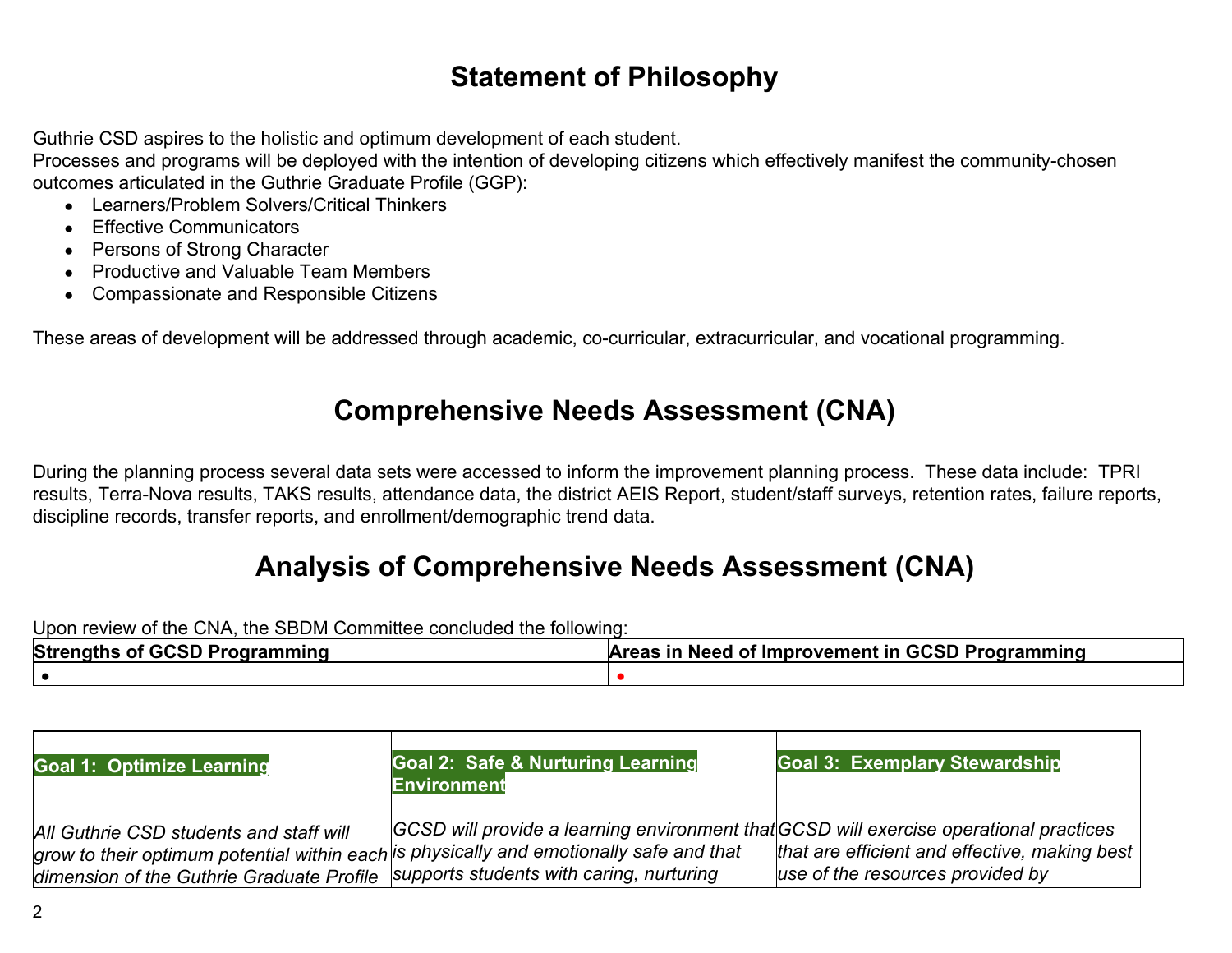# Statement of Philosophy

Guthrie CSD aspires to the holistic and optimum development of each student.
Processes and programs will be deployed with the intention of developing citizens which effectively manifest the community-chosen outcomes articulated in the Guthrie Graduate Profile (GGP):

- Learners/Problem Solvers/Critical Thinkers
- Effective Communicators
- Persons of Strong Character
- Productive and Valuable Team Members
- Compassionate and Responsible Citizens

These areas of development will be addressed through academic, co-curricular, extracurricular, and vocational programming.

# Comprehensive Needs Assessment (CNA)

During the planning process several data sets were accessed to inform the improvement planning process. These data include: TPRI results, Terra-Nova results, TAKS results, attendance data, the district AEIS Report, student/staff surveys, retention rates, failure reports, discipline records, transfer reports, and enrollment/demographic trend data.

# Analysis of Comprehensive Needs Assessment (CNA)

Upon review of the CNA, the SBDM Committee concluded the following:

| **Strengths of GCSD Programming** | **Areas in Need of Improvement in GCSD Programming** |
|---|---|
| • | • |

| **Goal 1: Optimize Learning** | **Goal 2: Safe & Nurturing Learning Environment** | **Goal 3: Exemplary Stewardship** |
|---|---|---|
| *All Guthrie CSD students and staff will grow to their optimum potential within each dimension of the Guthrie Graduate Profile* | *GCSD will provide a learning environment that is physically and emotionally safe and that supports students with caring, nurturing* | *GCSD will exercise operational practices that are efficient and effective, making best use of the resources provided by* |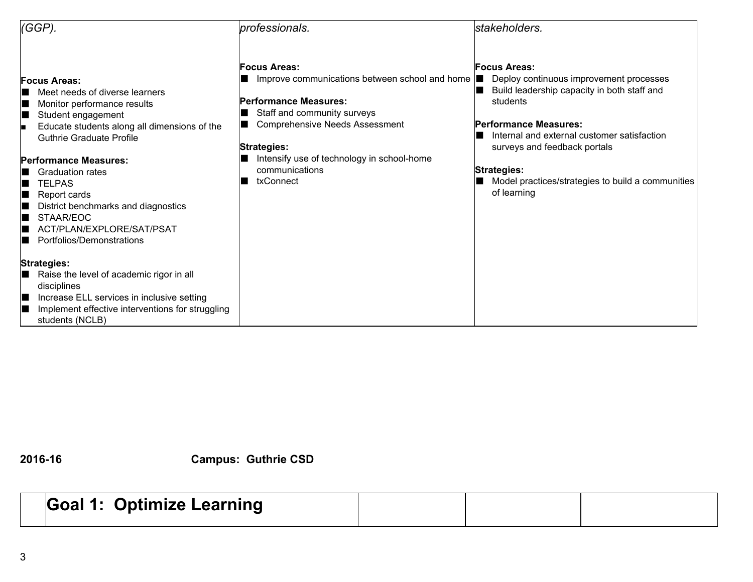| *(GGP).* | *professionals.* | *stakeholders.* |
|---|---|---|
| **Focus Areas:**<br>■ Meet needs of diverse learners<br>■ Monitor performance results<br>■ Student engagement<br>■ Educate students along all dimensions of the Guthrie Graduate Profile<br><br>**Performance Measures:**<br>■ Graduation rates<br>■ TELPAS<br>■ Report cards<br>■ District benchmarks and diagnostics<br>■ STAAR/EOC<br>■ ACT/PLAN/EXPLORE/SAT/PSAT<br>■ Portfolios/Demonstrations<br><br>**Strategies:**<br>■ Raise the level of academic rigor in all disciplines<br>■ Increase ELL services in inclusive setting<br>■ Implement effective interventions for struggling students (NCLB) | **Focus Areas:**<br>■ Improve communications between school and home<br><br>**Performance Measures:**<br>■ Staff and community surveys<br>■ Comprehensive Needs Assessment<br><br>**Strategies:**<br>■ Intensify use of technology in school-home communications<br>■ txConnect | **Focus Areas:**<br>■ Deploy continuous improvement processes<br>■ Build leadership capacity in both staff and students<br><br>**Performance Measures:**<br>■ Internal and external customer satisfaction surveys and feedback portals<br><br>**Strategies:**<br>■ Model practices/strategies to build a communities of learning |

**2016-16** **Campus: Guthrie CSD**

| | **Goal 1: Optimize Learning** | | | |
|---|---|---|---|---|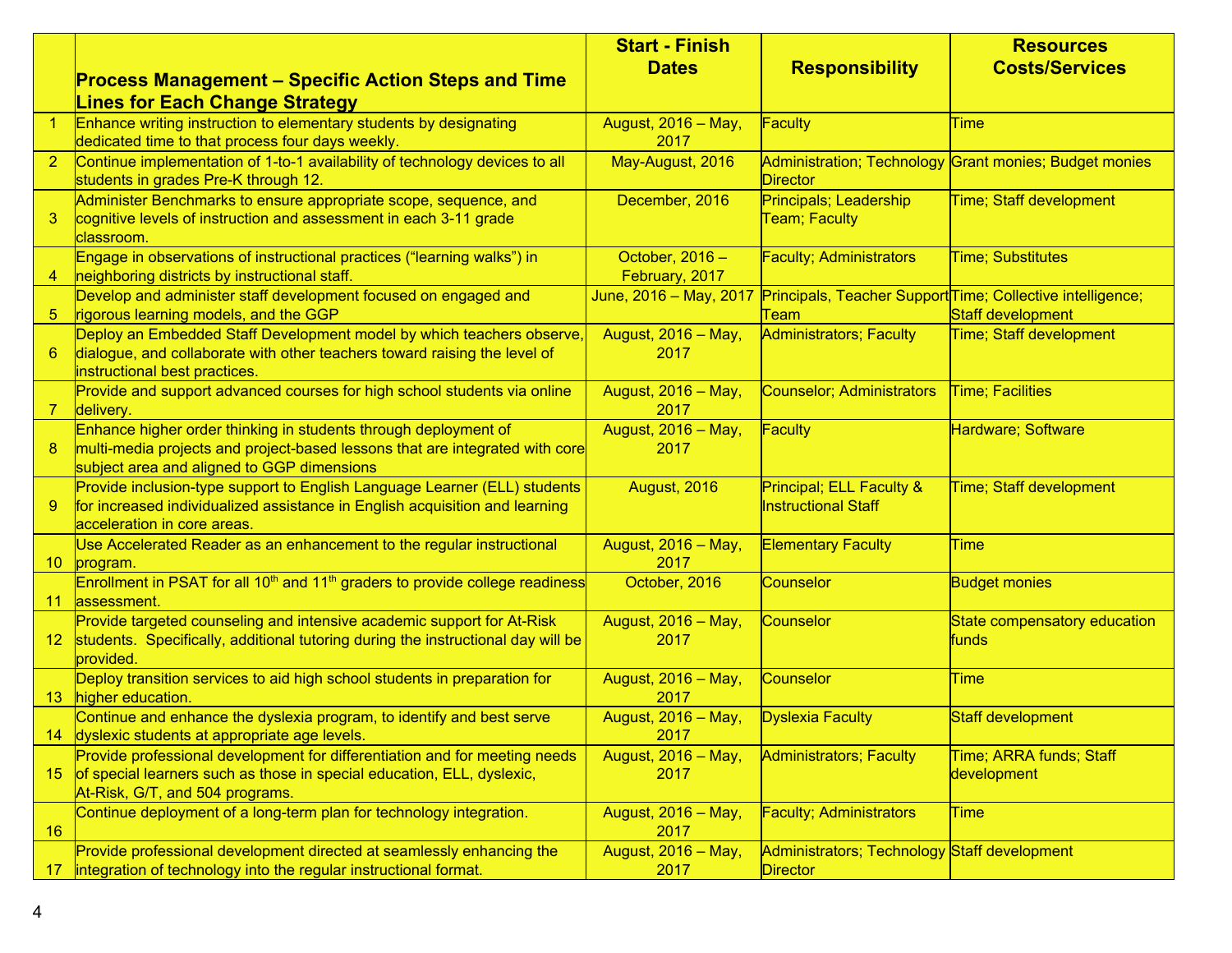|  | Process Management – Specific Action Steps and Time Lines for Each Change Strategy | Start - Finish Dates | Responsibility | Resources Costs/Services |
|---|---|---|---|---|
| 1 | Enhance writing instruction to elementary students by designating dedicated time to that process four days weekly. | August, 2016 – May, 2017 | Faculty | Time |
| 2 | Continue implementation of 1-to-1 availability of technology devices to all students in grades Pre-K through 12. | May-August, 2016 | Administration; Technology Director | Grant monies; Budget monies |
| 3 | Administer Benchmarks to ensure appropriate scope, sequence, and cognitive levels of instruction and assessment in each 3-11 grade classroom. | December, 2016 | Principals; Leadership Team; Faculty | Time; Staff development |
| 4 | Engage in observations of instructional practices ("learning walks") in neighboring districts by instructional staff. | October, 2016 – February, 2017 | Faculty; Administrators | Time; Substitutes |
| 5 | Develop and administer staff development focused on engaged and rigorous learning models, and the GGP | June, 2016 – May, 2017 | Principals, Teacher Support Team | Time; Collective intelligence; Staff development |
| 6 | Deploy an Embedded Staff Development model by which teachers observe, dialogue, and collaborate with other teachers toward raising the level of instructional best practices. | August, 2016 – May, 2017 | Administrators; Faculty | Time; Staff development |
| 7 | Provide and support advanced courses for high school students via online delivery. | August, 2016 – May, 2017 | Counselor; Administrators | Time; Facilities |
| 8 | Enhance higher order thinking in students through deployment of multi-media projects and project-based lessons that are integrated with core subject area and aligned to GGP dimensions | August, 2016 – May, 2017 | Faculty | Hardware; Software |
| 9 | Provide inclusion-type support to English Language Learner (ELL) students for increased individualized assistance in English acquisition and learning acceleration in core areas. | August, 2016 | Principal; ELL Faculty & Instructional Staff | Time; Staff development |
| 10 | Use Accelerated Reader as an enhancement to the regular instructional program. | August, 2016 – May, 2017 | Elementary Faculty | Time |
| 11 | Enrollment in PSAT for all 10th and 11th graders to provide college readiness assessment. | October, 2016 | Counselor | Budget monies |
| 12 | Provide targeted counseling and intensive academic support for At-Risk students. Specifically, additional tutoring during the instructional day will be provided. | August, 2016 – May, 2017 | Counselor | State compensatory education funds |
| 13 | Deploy transition services to aid high school students in preparation for higher education. | August, 2016 – May, 2017 | Counselor | Time |
| 14 | Continue and enhance the dyslexia program, to identify and best serve dyslexic students at appropriate age levels. | August, 2016 – May, 2017 | Dyslexia Faculty | Staff development |
| 15 | Provide professional development for differentiation and for meeting needs of special learners such as those in special education, ELL, dyslexic, At-Risk, G/T, and 504 programs. | August, 2016 – May, 2017 | Administrators; Faculty | Time; ARRA funds; Staff development |
| 16 | Continue deployment of a long-term plan for technology integration. | August, 2016 – May, 2017 | Faculty; Administrators | Time |
| 17 | Provide professional development directed at seamlessly enhancing the integration of technology into the regular instructional format. | August, 2016 – May, 2017 | Administrators; Technology Director | Staff development |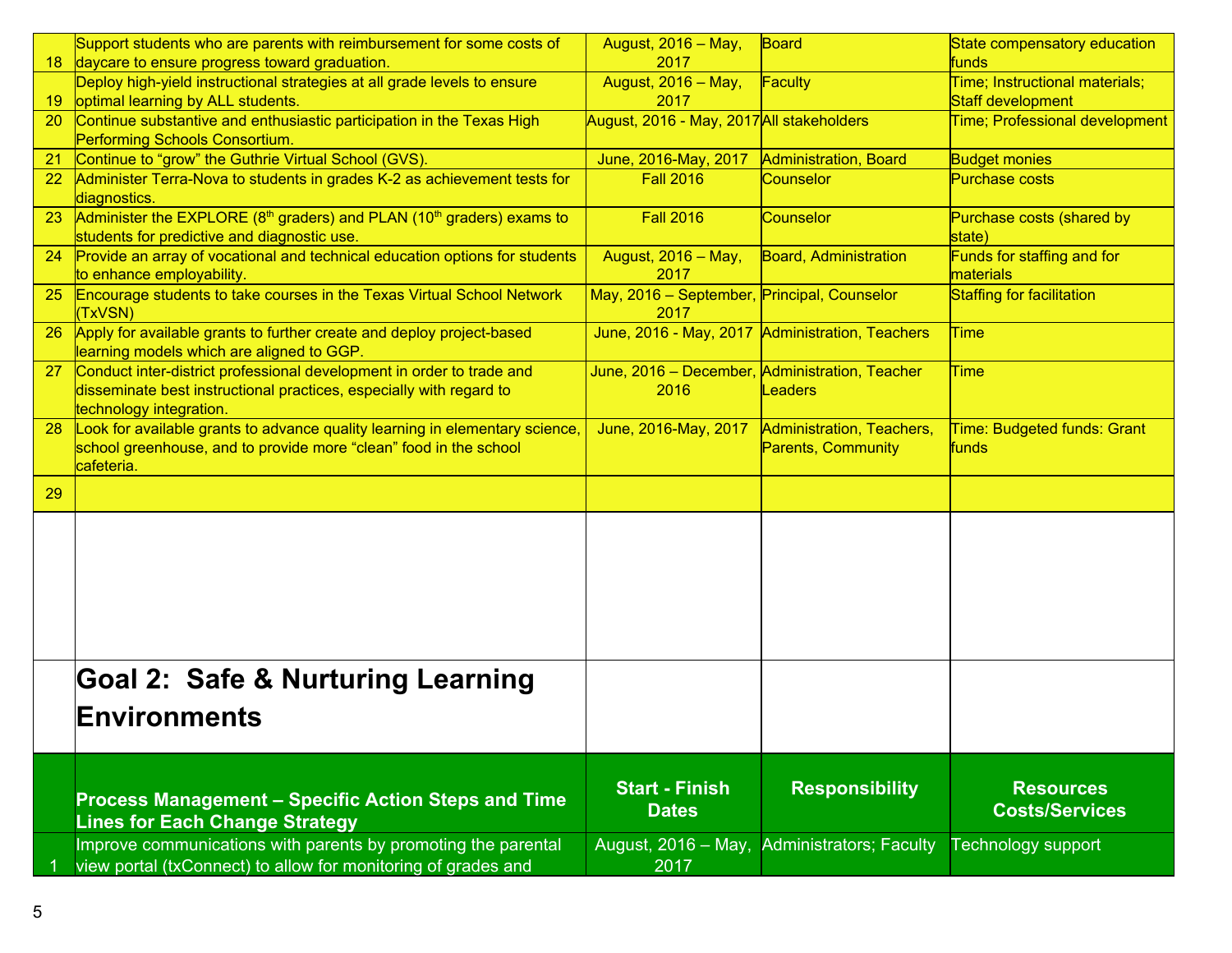| 18 | Support students who are parents with reimbursement for some costs of daycare to ensure progress toward graduation. | August, 2016 – May, 2017 | Board | State compensatory education funds |
|---|---|---|---|---|
| 19 | Deploy high-yield instructional strategies at all grade levels to ensure optimal learning by ALL students. | August, 2016 – May, 2017 | Faculty | Time; Instructional materials; Staff development |
| 20 | Continue substantive and enthusiastic participation in the Texas High Performing Schools Consortium. | August, 2016 - May, 2017 | All stakeholders | Time; Professional development |
| 21 | Continue to "grow" the Guthrie Virtual School (GVS). | June, 2016-May, 2017 | Administration, Board | Budget monies |
| 22 | Administer Terra-Nova to students in grades K-2 as achievement tests for diagnostics. | Fall 2016 | Counselor | Purchase costs |
| 23 | Administer the EXPLORE (8th graders) and PLAN (10th graders) exams to students for predictive and diagnostic use. | Fall 2016 | Counselor | Purchase costs (shared by state) |
| 24 | Provide an array of vocational and technical education options for students to enhance employability. | August, 2016 – May, 2017 | Board, Administration | Funds for staffing and for materials |
| 25 | Encourage students to take courses in the Texas Virtual School Network (TxVSN) | May, 2016 – September, 2017 | Principal, Counselor | Staffing for facilitation |
| 26 | Apply for available grants to further create and deploy project-based learning models which are aligned to GGP. | June, 2016 - May, 2017 | Administration, Teachers | Time |
| 27 | Conduct inter-district professional development in order to trade and disseminate best instructional practices, especially with regard to technology integration. | June, 2016 – December, 2016 | Administration, Teacher Leaders | Time |
| 28 | Look for available grants to advance quality learning in elementary science, school greenhouse, and to provide more "clean" food in the school cafeteria. | June, 2016-May, 2017 | Administration, Teachers, Parents, Community | Time: Budgeted funds: Grant funds |
| 29 | | | | |

## Goal 2: Safe & Nurturing Learning Environments

| | Process Management – Specific Action Steps and Time Lines for Each Change Strategy | Start - Finish Dates | Responsibility | Resources Costs/Services |
|---|---|---|---|---|
| 1 | Improve communications with parents by promoting the parental view portal (txConnect) to allow for monitoring of grades and | August, 2016 – May, 2017 | Administrators; Faculty | Technology support |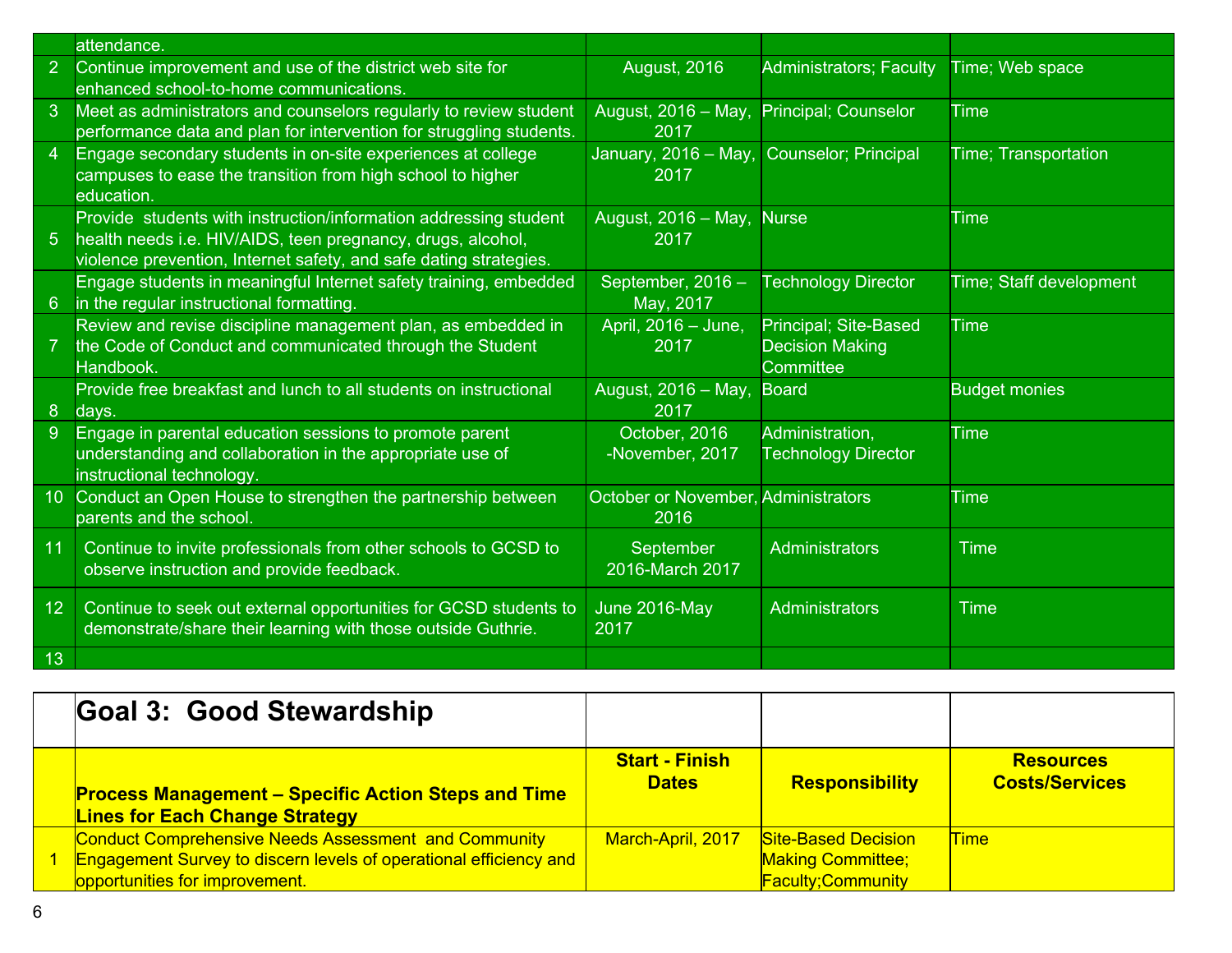| | | | | |
|---|---|---|---|---|
| | attendance. | | | |
| 2 | Continue improvement and use of the district web site for enhanced school-to-home communications. | August, 2016 | Administrators; Faculty | Time; Web space |
| 3 | Meet as administrators and counselors regularly to review student performance data and plan for intervention for struggling students. | August, 2016 – May, 2017 | Principal; Counselor | Time |
| 4 | Engage secondary students in on-site experiences at college campuses to ease the transition from high school to higher education. | January, 2016 – May, 2017 | Counselor; Principal | Time; Transportation |
| 5 | Provide students with instruction/information addressing student health needs i.e. HIV/AIDS, teen pregnancy, drugs, alcohol, violence prevention, Internet safety, and safe dating strategies. | August, 2016 – May, 2017 | Nurse | Time |
| 6 | Engage students in meaningful Internet safety training, embedded in the regular instructional formatting. | September, 2016 – May, 2017 | Technology Director | Time; Staff development |
| 7 | Review and revise discipline management plan, as embedded in the Code of Conduct and communicated through the Student Handbook. | April, 2016 – June, 2017 | Principal; Site-Based Decision Making Committee | Time |
| 8 | Provide free breakfast and lunch to all students on instructional days. | August, 2016 – May, 2017 | Board | Budget monies |
| 9 | Engage in parental education sessions to promote parent understanding and collaboration in the appropriate use of instructional technology. | October, 2016 -November, 2017 | Administration, Technology Director | Time |
| 10 | Conduct an Open House to strengthen the partnership between parents and the school. | October or November, 2016 | Administrators | Time |
| 11 | Continue to invite professionals from other schools to GCSD to observe instruction and provide feedback. | September 2016-March 2017 | Administrators | Time |
| 12 | Continue to seek out external opportunities for GCSD students to demonstrate/share their learning with those outside Guthrie. | June 2016-May 2017 | Administrators | Time |
| 13 | | | | |

## Goal 3: Good Stewardship

| | Process Management – Specific Action Steps and Time Lines for Each Change Strategy | Start - Finish Dates | Responsibility | Resources Costs/Services |
|---|---|---|---|---|
| 1 | Conduct Comprehensive Needs Assessment and Community Engagement Survey to discern levels of operational efficiency and opportunities for improvement. | March-April, 2017 | Site-Based Decision Making Committee; Faculty;Community | Time |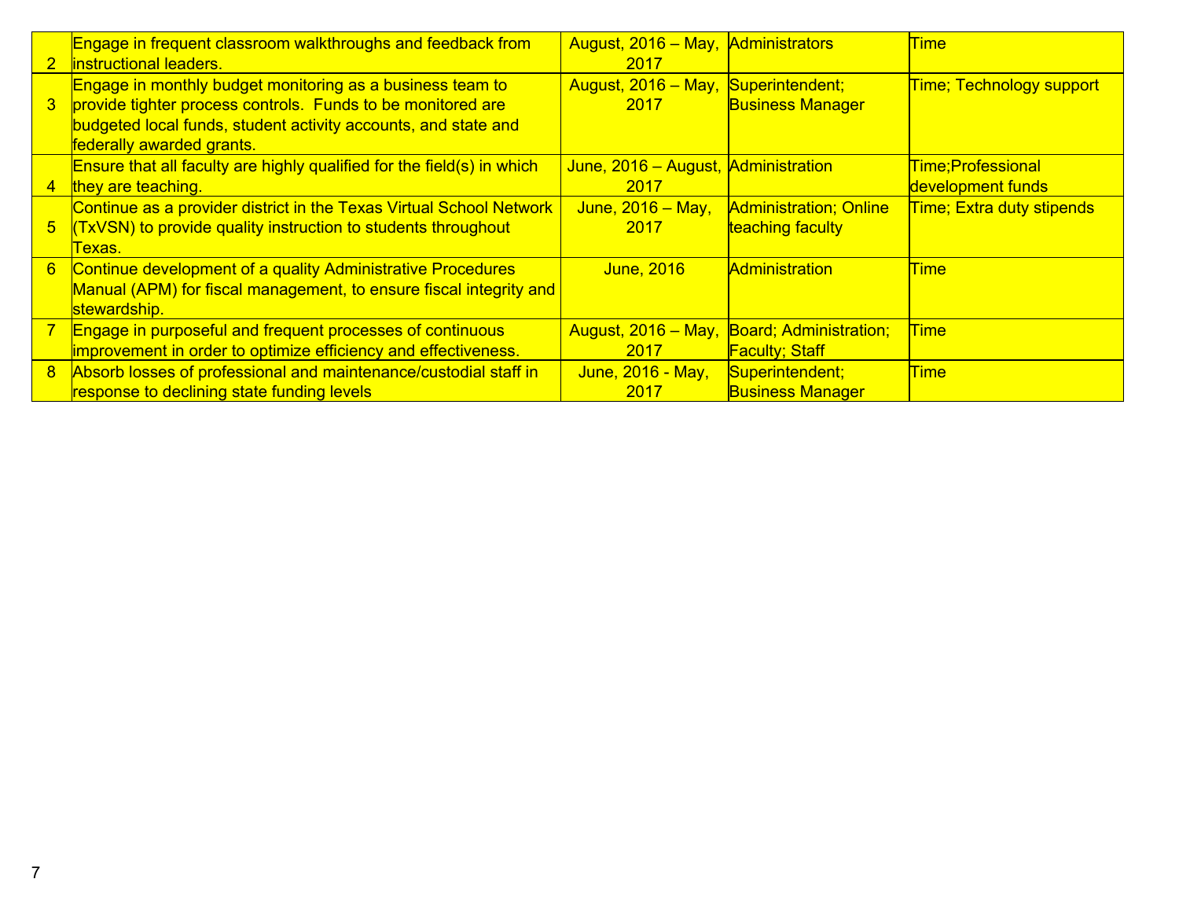| | | | | |
|---|---|---|---|---|
| 2 | Engage in frequent classroom walkthroughs and feedback from instructional leaders. | August, 2016 – May, 2017 | Administrators | Time |
| 3 | Engage in monthly budget monitoring as a business team to provide tighter process controls. Funds to be monitored are budgeted local funds, student activity accounts, and state and federally awarded grants. | August, 2016 – May, 2017 | Superintendent; Business Manager | Time; Technology support |
| 4 | Ensure that all faculty are highly qualified for the field(s) in which they are teaching. | June, 2016 – August, 2017 | Administration | Time;Professional development funds |
| 5 | Continue as a provider district in the Texas Virtual School Network (TxVSN) to provide quality instruction to students throughout Texas. | June, 2016 – May, 2017 | Administration; Online teaching faculty | Time; Extra duty stipends |
| 6 | Continue development of a quality Administrative Procedures Manual (APM) for fiscal management, to ensure fiscal integrity and stewardship. | June, 2016 | Administration | Time |
| 7 | Engage in purposeful and frequent processes of continuous improvement in order to optimize efficiency and effectiveness. | August, 2016 – May, 2017 | Board; Administration; Faculty; Staff | Time |
| 8 | Absorb losses of professional and maintenance/custodial staff in response to declining state funding levels | June, 2016 - May, 2017 | Superintendent; Business Manager | Time |